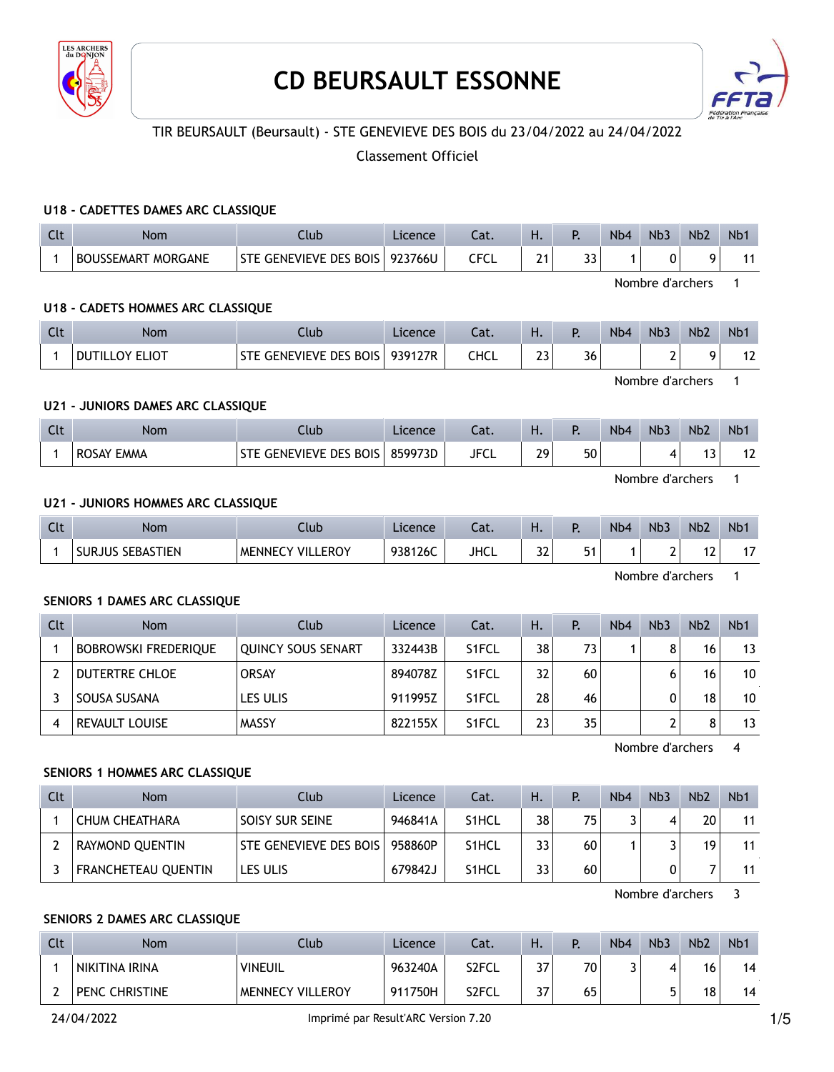# CD BEURSAULT ESSONNE

TIR BEURSAULT (Beursault) - STE GENEVIEVE DES BOIS du 23/04/2022 au 24/04/2022

Classement Officiel

### U18 - CADETTES DAMES ARC CLASSIQUE

| Clt | Nom | Club | Licence | Cat. | H. | P. | Nb4 | Nb3 | Nb2 | Nb1 |
|---|---|---|---|---|---|---|---|---|---|---|
| 1 | BOUSSEMART MORGANE | STE GENEVIEVE DES BOIS | 923766U | CFCL | 21 | 33 | 1 | 0 | 9 | 11 |

Nombre d'archers 1

### U18 - CADETS HOMMES ARC CLASSIQUE

| Clt | Nom | Club | Licence | Cat. | H. | P. | Nb4 | Nb3 | Nb2 | Nb1 |
|---|---|---|---|---|---|---|---|---|---|---|
| 1 | DUTILLOY ELIOT | STE GENEVIEVE DES BOIS | 939127R | CHCL | 23 | 36 | | 2 | 9 | 12 |

Nombre d'archers 1

### U21 - JUNIORS DAMES ARC CLASSIQUE

| Clt | Nom | Club | Licence | Cat. | H. | P. | Nb4 | Nb3 | Nb2 | Nb1 |
|---|---|---|---|---|---|---|---|---|---|---|
| 1 | ROSAY EMMA | STE GENEVIEVE DES BOIS | 859973D | JFCL | 29 | 50 | | 4 | 13 | 12 |

Nombre d'archers 1

### U21 - JUNIORS HOMMES ARC CLASSIQUE

| Clt | Nom | Club | Licence | Cat. | H. | P. | Nb4 | Nb3 | Nb2 | Nb1 |
|---|---|---|---|---|---|---|---|---|---|---|
| 1 | SURJUS SEBASTIEN | MENNECY VILLEROY | 938126C | JHCL | 32 | 51 | 1 | 2 | 12 | 17 |

Nombre d'archers 1

### SENIORS 1 DAMES ARC CLASSIQUE

| Clt | Nom | Club | Licence | Cat. | H. | P. | Nb4 | Nb3 | Nb2 | Nb1 |
|---|---|---|---|---|---|---|---|---|---|---|
| 1 | BOBROWSKI FREDERIQUE | QUINCY SOUS SENART | 332443B | S1FCL | 38 | 73 | 1 | 8 | 16 | 13 |
| 2 | DUTERTRE CHLOE | ORSAY | 894078Z | S1FCL | 32 | 60 | | 6 | 16 | 10 |
| 3 | SOUSA SUSANA | LES ULIS | 911995Z | S1FCL | 28 | 46 | | 0 | 18 | 10 |
| 4 | REVAULT LOUISE | MASSY | 822155X | S1FCL | 23 | 35 | | 2 | 8 | 13 |

Nombre d'archers 4

### SENIORS 1 HOMMES ARC CLASSIQUE

| Clt | Nom | Club | Licence | Cat. | H. | P. | Nb4 | Nb3 | Nb2 | Nb1 |
|---|---|---|---|---|---|---|---|---|---|---|
| 1 | CHUM CHEATHARA | SOISY SUR SEINE | 946841A | S1HCL | 38 | 75 | 3 | 4 | 20 | 11 |
| 2 | RAYMOND QUENTIN | STE GENEVIEVE DES BOIS | 958860P | S1HCL | 33 | 60 | 1 | 3 | 19 | 11 |
| 3 | FRANCHETEAU QUENTIN | LES ULIS | 679842J | S1HCL | 33 | 60 | | 0 | 7 | 11 |

Nombre d'archers 3

### SENIORS 2 DAMES ARC CLASSIQUE

| Clt | Nom | Club | Licence | Cat. | H. | P. | Nb4 | Nb3 | Nb2 | Nb1 |
|---|---|---|---|---|---|---|---|---|---|---|
| 1 | NIKITINA IRINA | VINEUIL | 963240A | S2FCL | 37 | 70 | 3 | 4 | 16 | 14 |
| 2 | PENC CHRISTINE | MENNECY VILLEROY | 911750H | S2FCL | 37 | 65 | | 5 | 18 | 14 |

24/04/2022 Imprimé par Result'ARC Version 7.20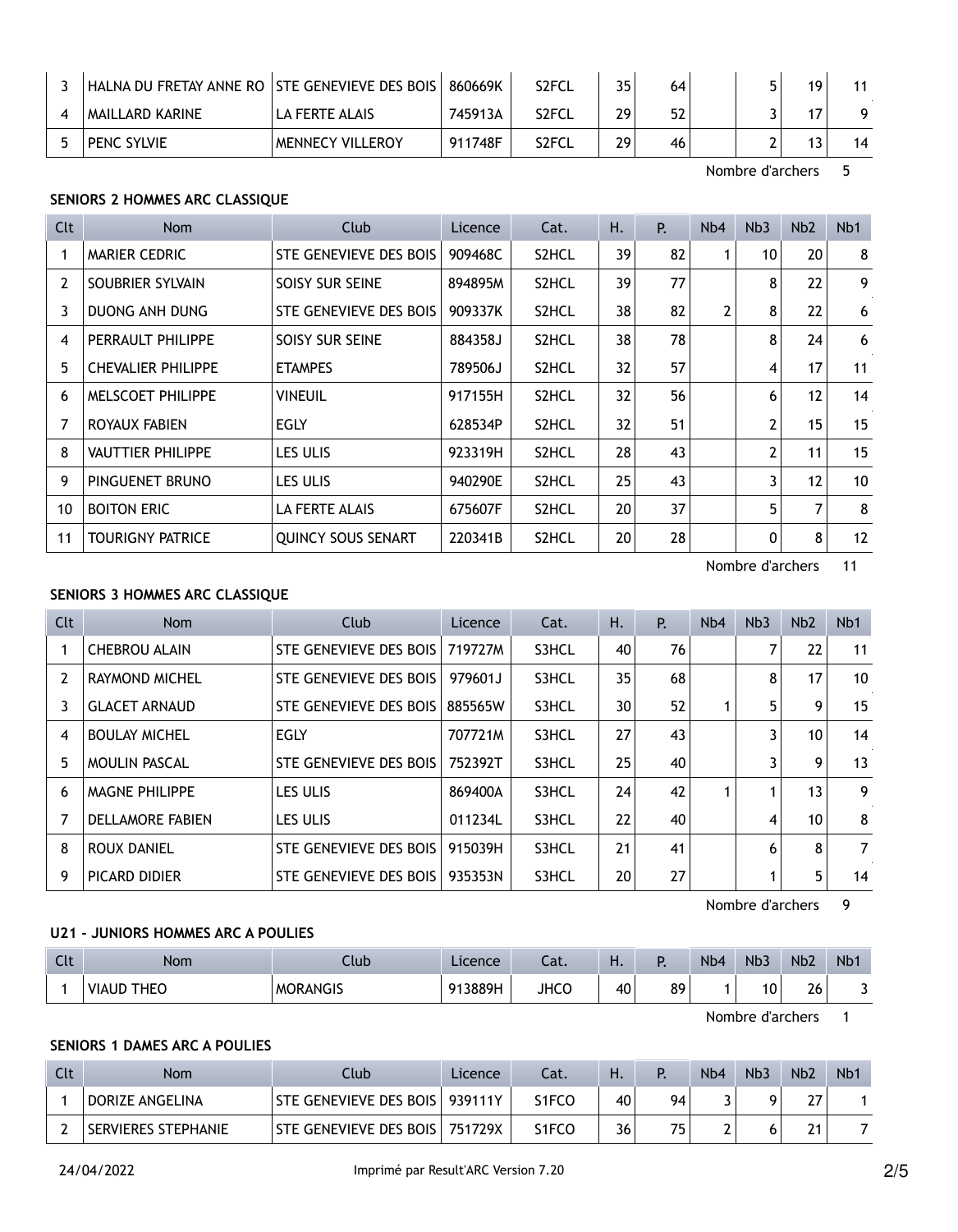| 3 | HALNA DU FRETAY ANNE RO | STE GENEVIEVE DES BOIS | 860669K | S2FCL | 35 | 64 |  | 5 | 19 | 11 |
|---|---|---|---|---|---|---|---|---|---|---|
| 4 | MAILLARD KARINE | LA FERTE ALAIS | 745913A | S2FCL | 29 | 52 |  | 3 | 17 | 9 |
| 5 | PENC SYLVIE | MENNECY VILLEROY | 911748F | S2FCL | 29 | 46 |  | 2 | 13 | 14 |

Nombre d'archers 5

**SENIORS 2 HOMMES ARC CLASSIQUE**

| Clt | Nom | Club | Licence | Cat. | H. | P. | Nb4 | Nb3 | Nb2 | Nb1 |
|---|---|---|---|---|---|---|---|---|---|---|
| 1 | MARIER CEDRIC | STE GENEVIEVE DES BOIS | 909468C | S2HCL | 39 | 82 | 1 | 10 | 20 | 8 |
| 2 | SOUBRIER SYLVAIN | SOISY SUR SEINE | 894895M | S2HCL | 39 | 77 |  | 8 | 22 | 9 |
| 3 | DUONG ANH DUNG | STE GENEVIEVE DES BOIS | 909337K | S2HCL | 38 | 82 | 2 | 8 | 22 | 6 |
| 4 | PERRAULT PHILIPPE | SOISY SUR SEINE | 884358J | S2HCL | 38 | 78 |  | 8 | 24 | 6 |
| 5 | CHEVALIER PHILIPPE | ETAMPES | 789506J | S2HCL | 32 | 57 |  | 4 | 17 | 11 |
| 6 | MELSCOET PHILIPPE | VINEUIL | 917155H | S2HCL | 32 | 56 |  | 6 | 12 | 14 |
| 7 | ROYAUX FABIEN | EGLY | 628534P | S2HCL | 32 | 51 |  | 2 | 15 | 15 |
| 8 | VAUTTIER PHILIPPE | LES ULIS | 923319H | S2HCL | 28 | 43 |  | 2 | 11 | 15 |
| 9 | PINGUENET BRUNO | LES ULIS | 940290E | S2HCL | 25 | 43 |  | 3 | 12 | 10 |
| 10 | BOITON ERIC | LA FERTE ALAIS | 675607F | S2HCL | 20 | 37 |  | 5 | 7 | 8 |
| 11 | TOURIGNY PATRICE | QUINCY SOUS SENART | 220341B | S2HCL | 20 | 28 |  | 0 | 8 | 12 |

Nombre d'archers 11

**SENIORS 3 HOMMES ARC CLASSIQUE**

| Clt | Nom | Club | Licence | Cat. | H. | P. | Nb4 | Nb3 | Nb2 | Nb1 |
|---|---|---|---|---|---|---|---|---|---|---|
| 1 | CHEBROU ALAIN | STE GENEVIEVE DES BOIS | 719727M | S3HCL | 40 | 76 |  | 7 | 22 | 11 |
| 2 | RAYMOND MICHEL | STE GENEVIEVE DES BOIS | 979601J | S3HCL | 35 | 68 |  | 8 | 17 | 10 |
| 3 | GLACET ARNAUD | STE GENEVIEVE DES BOIS | 885565W | S3HCL | 30 | 52 | 1 | 5 | 9 | 15 |
| 4 | BOULAY MICHEL | EGLY | 707721M | S3HCL | 27 | 43 |  | 3 | 10 | 14 |
| 5 | MOULIN PASCAL | STE GENEVIEVE DES BOIS | 752392T | S3HCL | 25 | 40 |  | 3 | 9 | 13 |
| 6 | MAGNE PHILIPPE | LES ULIS | 869400A | S3HCL | 24 | 42 | 1 | 1 | 13 | 9 |
| 7 | DELLAMORE FABIEN | LES ULIS | 011234L | S3HCL | 22 | 40 |  | 4 | 10 | 8 |
| 8 | ROUX DANIEL | STE GENEVIEVE DES BOIS | 915039H | S3HCL | 21 | 41 |  | 6 | 8 | 7 |
| 9 | PICARD DIDIER | STE GENEVIEVE DES BOIS | 935353N | S3HCL | 20 | 27 |  | 1 | 5 | 14 |

Nombre d'archers 9

**U21 - JUNIORS HOMMES ARC A POULIES**

| Clt | Nom | Club | Licence | Cat. | H. | P. | Nb4 | Nb3 | Nb2 | Nb1 |
|---|---|---|---|---|---|---|---|---|---|---|
| 1 | VIAUD THEO | MORANGIS | 913889H | JHCO | 40 | 89 | 1 | 10 | 26 | 3 |

Nombre d'archers 1

**SENIORS 1 DAMES ARC A POULIES**

| Clt | Nom | Club | Licence | Cat. | H. | P. | Nb4 | Nb3 | Nb2 | Nb1 |
|---|---|---|---|---|---|---|---|---|---|---|
| 1 | DORIZE ANGELINA | STE GENEVIEVE DES BOIS | 939111Y | S1FCO | 40 | 94 | 3 | 9 | 27 | 1 |
| 2 | SERVIERES STEPHANIE | STE GENEVIEVE DES BOIS | 751729X | S1FCO | 36 | 75 | 2 | 6 | 21 | 7 |

24/04/2022 Imprimé par Result'ARC Version 7.20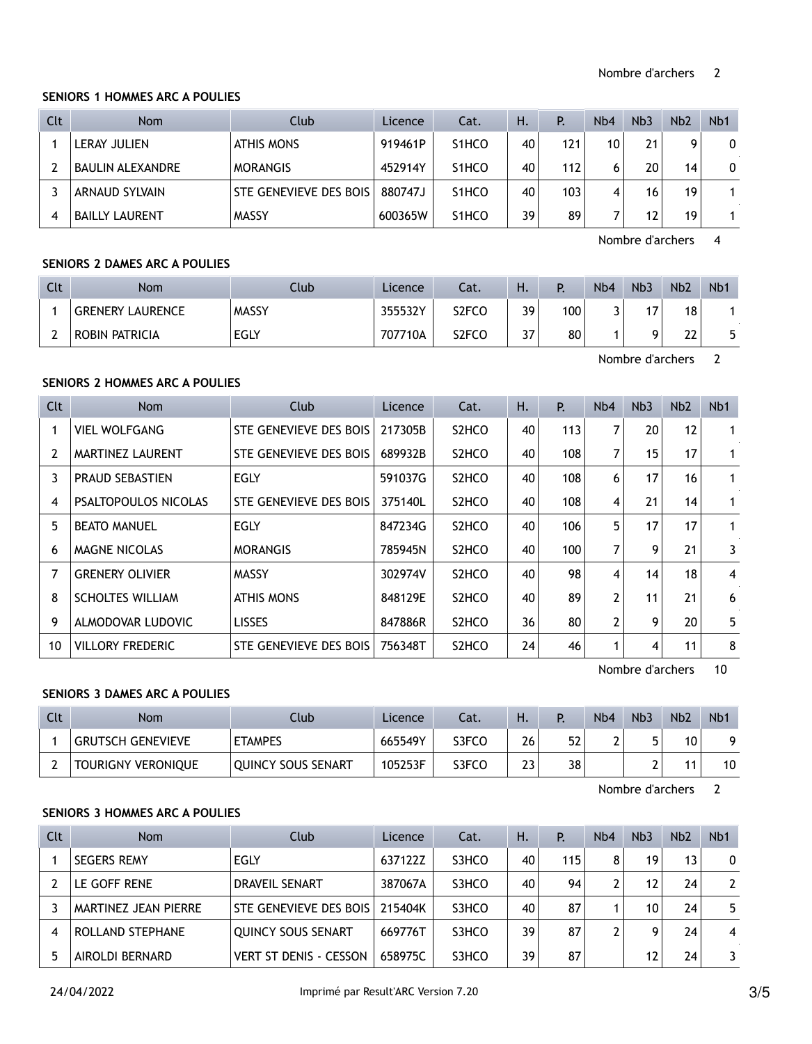Nombre d'archers 2

### SENIORS 1 HOMMES ARC A POULIES

| Clt | Nom | Club | Licence | Cat. | H. | P. | Nb4 | Nb3 | Nb2 | Nb1 |
|---|---|---|---|---|---|---|---|---|---|---|
| 1 | LERAY JULIEN | ATHIS MONS | 919461P | S1HCO | 40 | 121 | 10 | 21 | 9 | 0 |
| 2 | BAULIN ALEXANDRE | MORANGIS | 452914Y | S1HCO | 40 | 112 | 6 | 20 | 14 | 0 |
| 3 | ARNAUD SYLVAIN | STE GENEVIEVE DES BOIS | 880747J | S1HCO | 40 | 103 | 4 | 16 | 19 | 1 |
| 4 | BAILLY LAURENT | MASSY | 600365W | S1HCO | 39 | 89 | 7 | 12 | 19 | 1 |

Nombre d'archers 4

### SENIORS 2 DAMES ARC A POULIES

| Clt | Nom | Club | Licence | Cat. | H. | P. | Nb4 | Nb3 | Nb2 | Nb1 |
|---|---|---|---|---|---|---|---|---|---|---|
| 1 | GRENERY LAURENCE | MASSY | 355532Y | S2FCO | 39 | 100 | 3 | 17 | 18 | 1 |
| 2 | ROBIN PATRICIA | EGLY | 707710A | S2FCO | 37 | 80 | 1 | 9 | 22 | 5 |

Nombre d'archers 2

### SENIORS 2 HOMMES ARC A POULIES

| Clt | Nom | Club | Licence | Cat. | H. | P. | Nb4 | Nb3 | Nb2 | Nb1 |
|---|---|---|---|---|---|---|---|---|---|---|
| 1 | VIEL WOLFGANG | STE GENEVIEVE DES BOIS | 217305B | S2HCO | 40 | 113 | 7 | 20 | 12 | 1 |
| 2 | MARTINEZ LAURENT | STE GENEVIEVE DES BOIS | 689932B | S2HCO | 40 | 108 | 7 | 15 | 17 | 1 |
| 3 | PRAUD SEBASTIEN | EGLY | 591037G | S2HCO | 40 | 108 | 6 | 17 | 16 | 1 |
| 4 | PSALTOPOULOS NICOLAS | STE GENEVIEVE DES BOIS | 375140L | S2HCO | 40 | 108 | 4 | 21 | 14 | 1 |
| 5 | BEATO MANUEL | EGLY | 847234G | S2HCO | 40 | 106 | 5 | 17 | 17 | 1 |
| 6 | MAGNE NICOLAS | MORANGIS | 785945N | S2HCO | 40 | 100 | 7 | 9 | 21 | 3 |
| 7 | GRENERY OLIVIER | MASSY | 302974V | S2HCO | 40 | 98 | 4 | 14 | 18 | 4 |
| 8 | SCHOLTES WILLIAM | ATHIS MONS | 848129E | S2HCO | 40 | 89 | 2 | 11 | 21 | 6 |
| 9 | ALMODOVAR LUDOVIC | LISSES | 847886R | S2HCO | 36 | 80 | 2 | 9 | 20 | 5 |
| 10 | VILLORY FREDERIC | STE GENEVIEVE DES BOIS | 756348T | S2HCO | 24 | 46 | 1 | 4 | 11 | 8 |

Nombre d'archers 10

### SENIORS 3 DAMES ARC A POULIES

| Clt | Nom | Club | Licence | Cat. | H. | P. | Nb4 | Nb3 | Nb2 | Nb1 |
|---|---|---|---|---|---|---|---|---|---|---|
| 1 | GRUTSCH GENEVIEVE | ETAMPES | 665549Y | S3FCO | 26 | 52 | 2 | 5 | 10 | 9 |
| 2 | TOURIGNY VERONIQUE | QUINCY SOUS SENART | 105253F | S3FCO | 23 | 38 | | 2 | 11 | 10 |

Nombre d'archers 2

### SENIORS 3 HOMMES ARC A POULIES

| Clt | Nom | Club | Licence | Cat. | H. | P. | Nb4 | Nb3 | Nb2 | Nb1 |
|---|---|---|---|---|---|---|---|---|---|---|
| 1 | SEGERS REMY | EGLY | 637122Z | S3HCO | 40 | 115 | 8 | 19 | 13 | 0 |
| 2 | LE GOFF RENE | DRAVEIL SENART | 387067A | S3HCO | 40 | 94 | 2 | 12 | 24 | 2 |
| 3 | MARTINEZ JEAN PIERRE | STE GENEVIEVE DES BOIS | 215404K | S3HCO | 40 | 87 | 1 | 10 | 24 | 5 |
| 4 | ROLLAND STEPHANE | QUINCY SOUS SENART | 669776T | S3HCO | 39 | 87 | 2 | 9 | 24 | 4 |
| 5 | AIROLDI BERNARD | VERT ST DENIS - CESSON | 658975C | S3HCO | 39 | 87 | | 12 | 24 | 3 |

24/04/2022 Imprimé par Result'ARC Version 7.20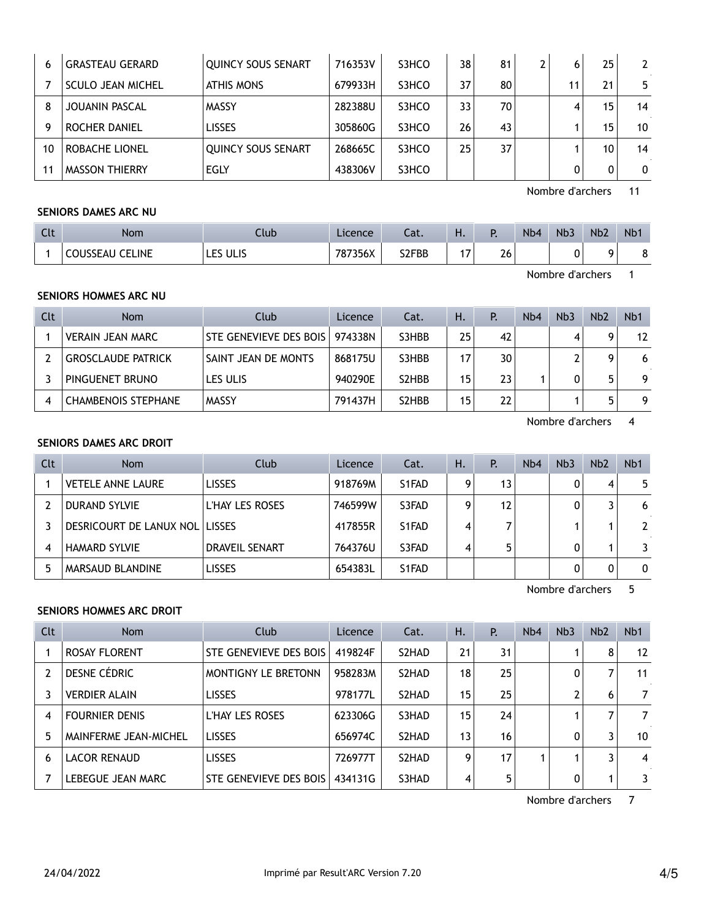| Clt | Nom | Club | Licence | Cat. | H. | P. | Nb4 | Nb3 | Nb2 | Nb1 |
|---|---|---|---|---|---|---|---|---|---|---|
| 6 | GRASTEAU GERARD | QUINCY SOUS SENART | 716353V | S3HCO | 38 | 81 | 2 | 6 | 25 | 2 |
| 7 | SCULO JEAN MICHEL | ATHIS MONS | 679933H | S3HCO | 37 | 80 | | 11 | 21 | 5 |
| 8 | JOUANIN PASCAL | MASSY | 282388U | S3HCO | 33 | 70 | | 4 | 15 | 14 |
| 9 | ROCHER DANIEL | LISSES | 305860G | S3HCO | 26 | 43 | | 1 | 15 | 10 |
| 10 | ROBACHE LIONEL | QUINCY SOUS SENART | 268665C | S3HCO | 25 | 37 | | 1 | 10 | 14 |
| 11 | MASSON THIERRY | EGLY | 438306V | S3HCO | | | | 0 | 0 | 0 |

Nombre d'archers 11

**SENIORS DAMES ARC NU**

| Clt | Nom | Club | Licence | Cat. | H. | P. | Nb4 | Nb3 | Nb2 | Nb1 |
|---|---|---|---|---|---|---|---|---|---|---|
| 1 | COUSSEAU CELINE | LES ULIS | 787356X | S2FBB | 17 | 26 | | 0 | 9 | 8 |

Nombre d'archers 1

**SENIORS HOMMES ARC NU**

| Clt | Nom | Club | Licence | Cat. | H. | P. | Nb4 | Nb3 | Nb2 | Nb1 |
|---|---|---|---|---|---|---|---|---|---|---|
| 1 | VERAIN JEAN MARC | STE GENEVIEVE DES BOIS | 974338N | S3HBB | 25 | 42 | | 4 | 9 | 12 |
| 2 | GROSCLAUDE PATRICK | SAINT JEAN DE MONTS | 868175U | S3HBB | 17 | 30 | | 2 | 9 | 6 |
| 3 | PINGUENET BRUNO | LES ULIS | 940290E | S2HBB | 15 | 23 | 1 | 0 | 5 | 9 |
| 4 | CHAMBENOIS STEPHANE | MASSY | 791437H | S2HBB | 15 | 22 | | 1 | 5 | 9 |

Nombre d'archers 4

**SENIORS DAMES ARC DROIT**

| Clt | Nom | Club | Licence | Cat. | H. | P. | Nb4 | Nb3 | Nb2 | Nb1 |
|---|---|---|---|---|---|---|---|---|---|---|
| 1 | VETELE ANNE LAURE | LISSES | 918769M | S1FAD | 9 | 13 | | 0 | 4 | 5 |
| 2 | DURAND SYLVIE | L'HAY LES ROSES | 746599W | S3FAD | 9 | 12 | | 0 | 3 | 6 |
| 3 | DESRICOURT DE LANUX NOL | LISSES | 417855R | S1FAD | 4 | 7 | | 1 | 1 | 2 |
| 4 | HAMARD SYLVIE | DRAVEIL SENART | 764376U | S3FAD | 4 | 5 | | 0 | 1 | 3 |
| 5 | MARSAUD BLANDINE | LISSES | 654383L | S1FAD | | | | 0 | 0 | 0 |

Nombre d'archers 5

**SENIORS HOMMES ARC DROIT**

| Clt | Nom | Club | Licence | Cat. | H. | P. | Nb4 | Nb3 | Nb2 | Nb1 |
|---|---|---|---|---|---|---|---|---|---|---|
| 1 | ROSAY FLORENT | STE GENEVIEVE DES BOIS | 419824F | S2HAD | 21 | 31 | | 1 | 8 | 12 |
| 2 | DESNE CÉDRIC | MONTIGNY LE BRETONN | 958283M | S2HAD | 18 | 25 | | 0 | 7 | 11 |
| 3 | VERDIER ALAIN | LISSES | 978177L | S2HAD | 15 | 25 | | 2 | 6 | 7 |
| 4 | FOURNIER DENIS | L'HAY LES ROSES | 623306G | S3HAD | 15 | 24 | | 1 | 7 | 7 |
| 5 | MAINFERME JEAN-MICHEL | LISSES | 656974C | S2HAD | 13 | 16 | | 0 | 3 | 10 |
| 6 | LACOR RENAUD | LISSES | 726977T | S2HAD | 9 | 17 | 1 | 1 | 3 | 4 |
| 7 | LEBEGUE JEAN MARC | STE GENEVIEVE DES BOIS | 434131G | S3HAD | 4 | 5 | | 0 | 1 | 3 |

Nombre d'archers 7

24/04/2022 Imprimé par Result'ARC Version 7.20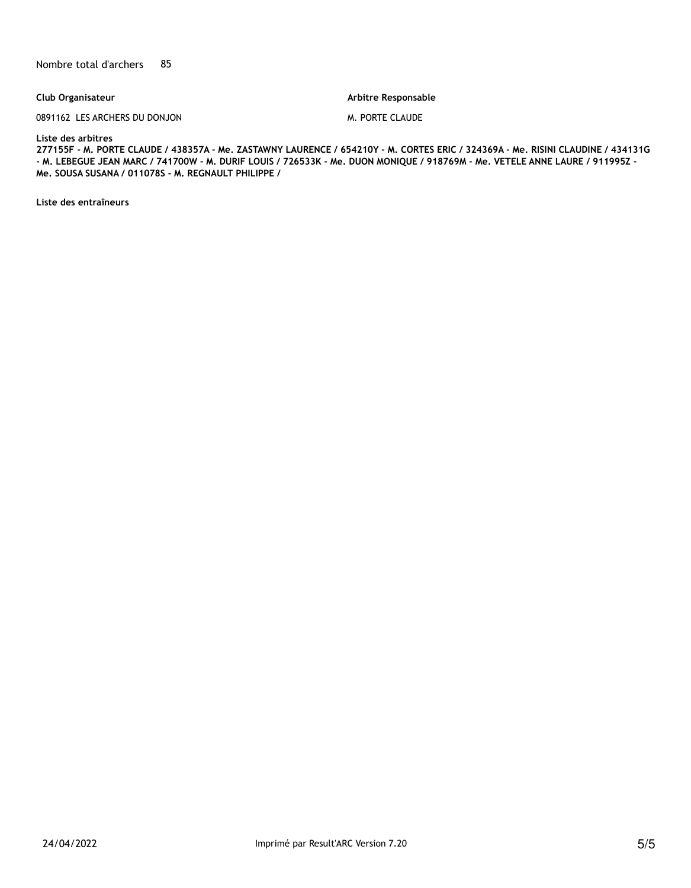Nombre total d'archers 85

**Club Organisateur**

0891162 LES ARCHERS DU DONJON

**Arbitre Responsable**

M. PORTE CLAUDE

**Liste des arbitres**

**277155F - M. PORTE CLAUDE / 438357A - Me. ZASTAWNY LAURENCE / 654210Y - M. CORTES ERIC / 324369A - Me. RISINI CLAUDINE / 434131G - M. LEBEGUE JEAN MARC / 741700W - M. DURIF LOUIS / 726533K - Me. DUON MONIQUE / 918769M - Me. VETELE ANNE LAURE / 911995Z - Me. SOUSA SUSANA / 011078S - M. REGNAULT PHILIPPE /**

**Liste des entraîneurs**

24/04/2022 Imprimé par Result'ARC Version 7.20